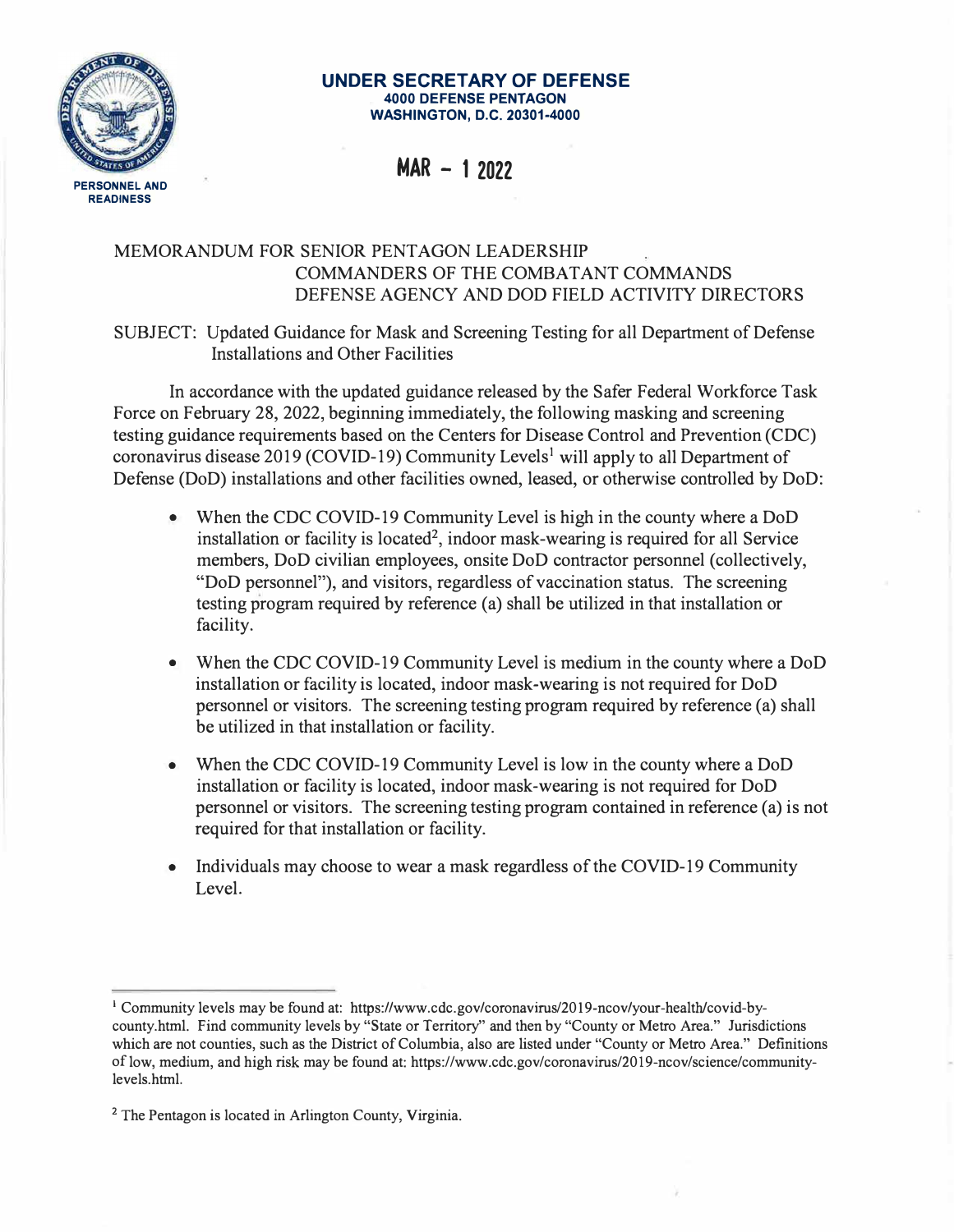PERSONNEL AND READINESS

**UNDER SECRETARY OF DEFENSE**
**4000 DEFENSE PENTAGON**
**WASHINGTON, D.C. 20301-4000**

**MAR - 1 2022**

MEMORANDUM FOR SENIOR PENTAGON LEADERSHIP
COMMANDERS OF THE COMBATANT COMMANDS
DEFENSE AGENCY AND DOD FIELD ACTIVITY DIRECTORS

SUBJECT: Updated Guidance for Mask and Screening Testing for all Department of Defense Installations and Other Facilities

In accordance with the updated guidance released by the Safer Federal Workforce Task Force on February 28, 2022, beginning immediately, the following masking and screening testing guidance requirements based on the Centers for Disease Control and Prevention (CDC) coronavirus disease 2019 (COVID-19) Community Levels[1] will apply to all Department of Defense (DoD) installations and other facilities owned, leased, or otherwise controlled by DoD:

- When the CDC COVID-19 Community Level is high in the county where a DoD installation or facility is located[2], indoor mask-wearing is required for all Service members, DoD civilian employees, onsite DoD contractor personnel (collectively, "DoD personnel"), and visitors, regardless of vaccination status. The screening testing program required by reference (a) shall be utilized in that installation or facility.

- When the CDC COVID-19 Community Level is medium in the county where a DoD installation or facility is located, indoor mask-wearing is not required for DoD personnel or visitors. The screening testing program required by reference (a) shall be utilized in that installation or facility.

- When the CDC COVID-19 Community Level is low in the county where a DoD installation or facility is located, indoor mask-wearing is not required for DoD personnel or visitors. The screening testing program contained in reference (a) is not required for that installation or facility.

- Individuals may choose to wear a mask regardless of the COVID-19 Community Level.

---

[1] Community levels may be found at: https://www.cdc.gov/coronavirus/2019-ncov/your-health/covid-by-county.html. Find community levels by "State or Territory" and then by "County or Metro Area." Jurisdictions which are not counties, such as the District of Columbia, also are listed under "County or Metro Area." Definitions of low, medium, and high risk may be found at: https://www.cdc.gov/coronavirus/2019-ncov/science/community-levels.html.

[2] The Pentagon is located in Arlington County, Virginia.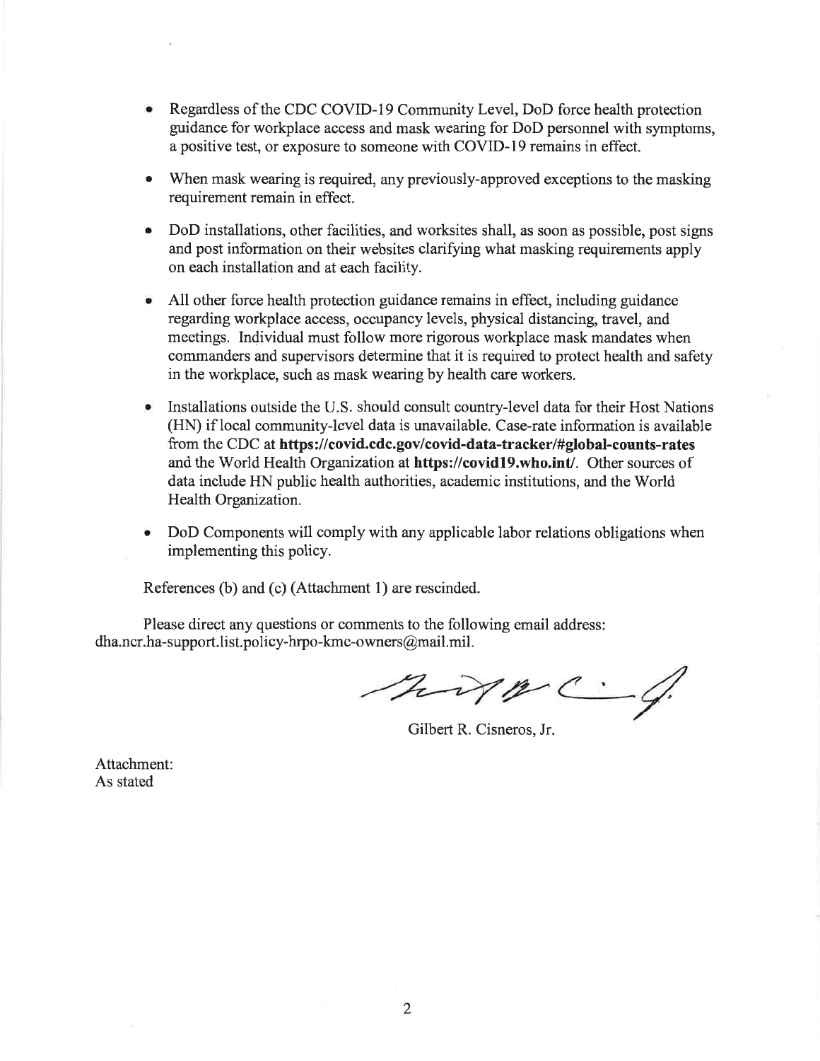- Regardless of the CDC COVID-19 Community Level, DoD force health protection guidance for workplace access and mask wearing for DoD personnel with symptoms, a positive test, or exposure to someone with COVID-19 remains in effect.

- When mask wearing is required, any previously-approved exceptions to the masking requirement remain in effect.

- DoD installations, other facilities, and worksites shall, as soon as possible, post signs and post information on their websites clarifying what masking requirements apply on each installation and at each facility.

- All other force health protection guidance remains in effect, including guidance regarding workplace access, occupancy levels, physical distancing, travel, and meetings. Individual must follow more rigorous workplace mask mandates when commanders and supervisors determine that it is required to protect health and safety in the workplace, such as mask wearing by health care workers.

- Installations outside the U.S. should consult country-level data for their Host Nations (HN) if local community-level data is unavailable. Case-rate information is available from the CDC at **https://covid.cdc.gov/covid-data-tracker/#global-counts-rates** and the World Health Organization at **https://covid19.who.int/**. Other sources of data include HN public health authorities, academic institutions, and the World Health Organization.

- DoD Components will comply with any applicable labor relations obligations when implementing this policy.

References (b) and (c) (Attachment 1) are rescinded.

Please direct any questions or comments to the following email address: dha.ncr.ha-support.list.policy-hrpo-kmc-owners@mail.mil.

Gilbert R. Cisneros, Jr.

Attachment:
As stated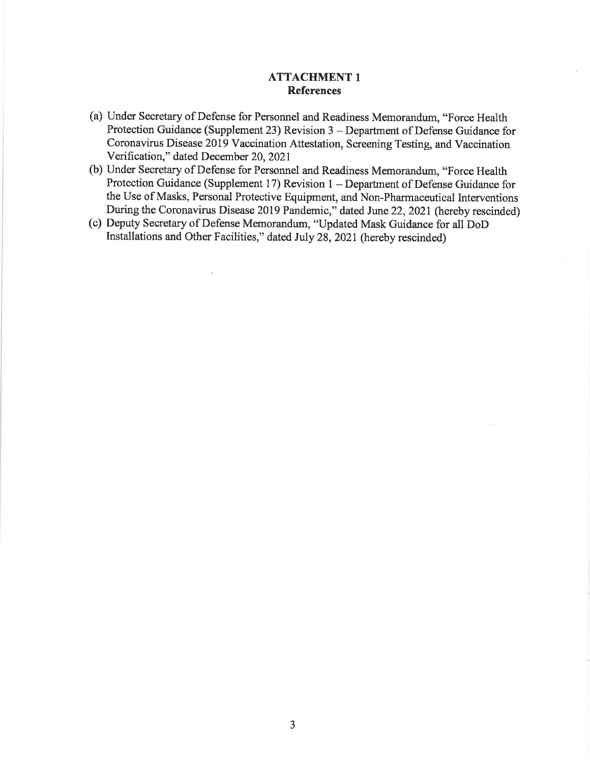## ATTACHMENT 1
### References

(a) Under Secretary of Defense for Personnel and Readiness Memorandum, "Force Health Protection Guidance (Supplement 23) Revision 3 – Department of Defense Guidance for Coronavirus Disease 2019 Vaccination Attestation, Screening Testing, and Vaccination Verification," dated December 20, 2021

(b) Under Secretary of Defense for Personnel and Readiness Memorandum, "Force Health Protection Guidance (Supplement 17) Revision 1 – Department of Defense Guidance for the Use of Masks, Personal Protective Equipment, and Non-Pharmaceutical Interventions During the Coronavirus Disease 2019 Pandemic," dated June 22, 2021 (hereby rescinded)

(c) Deputy Secretary of Defense Memorandum, "Updated Mask Guidance for all DoD Installations and Other Facilities," dated July 28, 2021 (hereby rescinded)